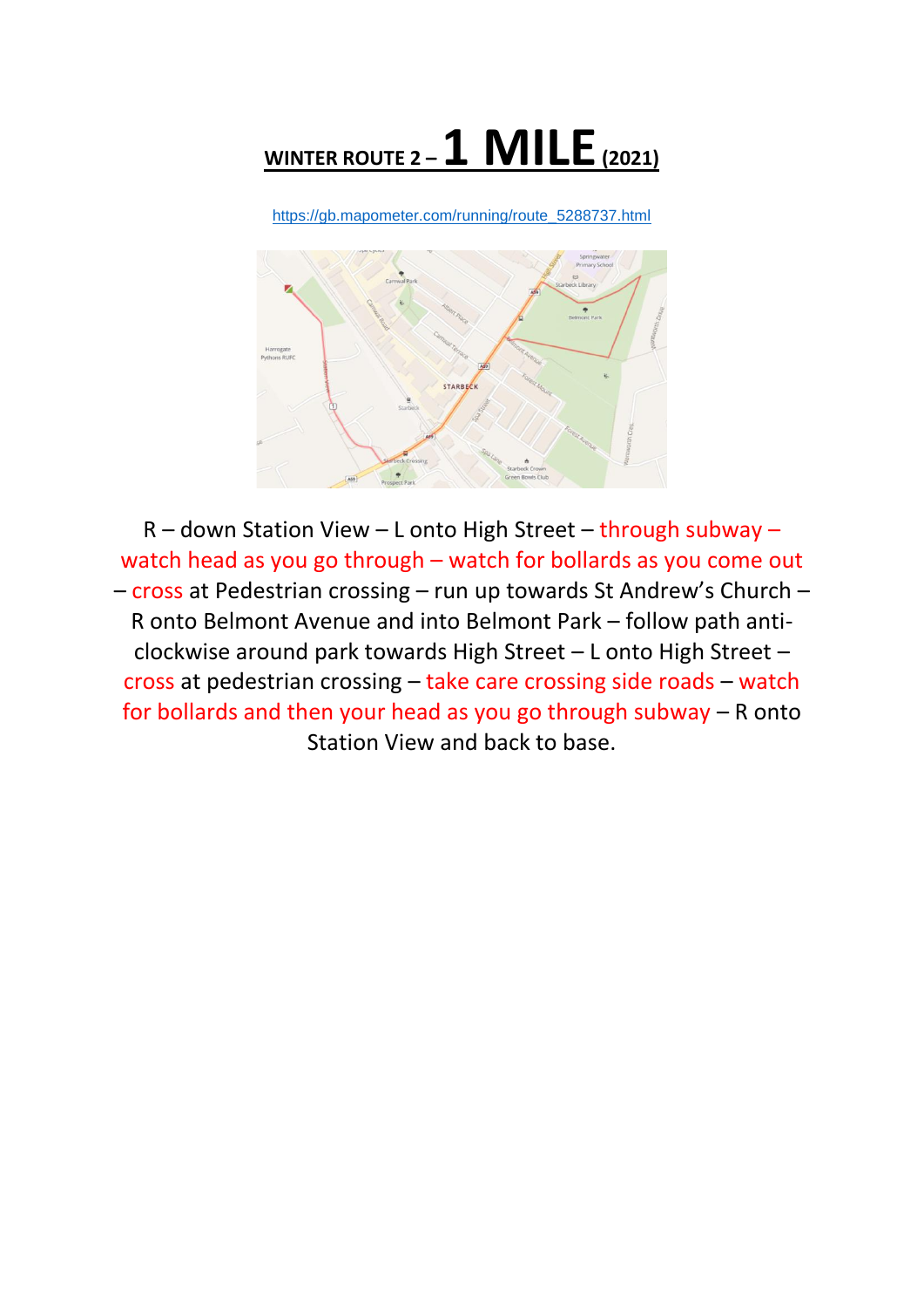# WINTER ROUTE 2 – 1 MILE (2021)

https://gb.mapometer.com/running/route_5288737.html

R – down Station View – L onto High Street – through subway – watch head as you go through – watch for bollards as you come out – cross at Pedestrian crossing – run up towards St Andrew's Church – R onto Belmont Avenue and into Belmont Park – follow path anti-clockwise around park towards High Street – L onto High Street – cross at pedestrian crossing – take care crossing side roads – watch for bollards and then your head as you go through subway – R onto Station View and back to base.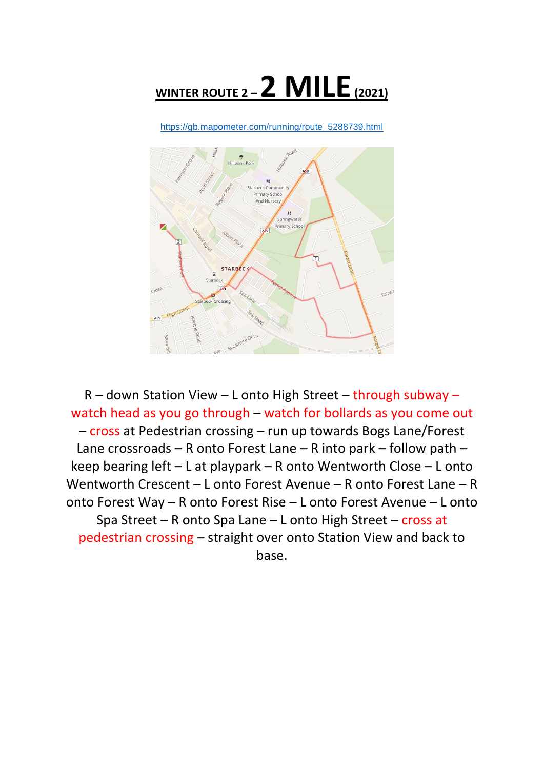# WINTER ROUTE 2 – 2 MILE (2021)

https://gb.mapometer.com/running/route_5288739.html

R – down Station View – L onto High Street – through subway – watch head as you go through – watch for bollards as you come out – cross at Pedestrian crossing – run up towards Bogs Lane/Forest Lane crossroads – R onto Forest Lane – R into park – follow path – keep bearing left – L at playpark – R onto Wentworth Close – L onto Wentworth Crescent – L onto Forest Avenue – R onto Forest Lane – R onto Forest Way – R onto Forest Rise – L onto Forest Avenue – L onto Spa Street – R onto Spa Lane – L onto High Street – cross at pedestrian crossing – straight over onto Station View and back to base.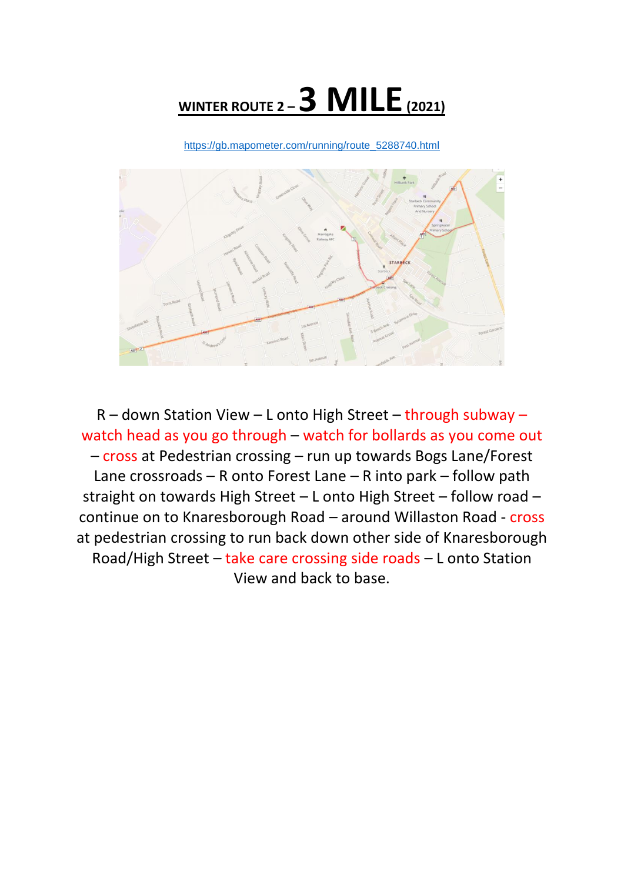# WINTER ROUTE 2 – 3 MILE (2021)

https://gb.mapometer.com/running/route_5288740.html

R – down Station View – L onto High Street – through subway – watch head as you go through – watch for bollards as you come out – cross at Pedestrian crossing – run up towards Bogs Lane/Forest Lane crossroads – R onto Forest Lane – R into park – follow path straight on towards High Street – L onto High Street – follow road – continue on to Knaresborough Road – around Willaston Road - cross at pedestrian crossing to run back down other side of Knaresborough Road/High Street – take care crossing side roads – L onto Station View and back to base.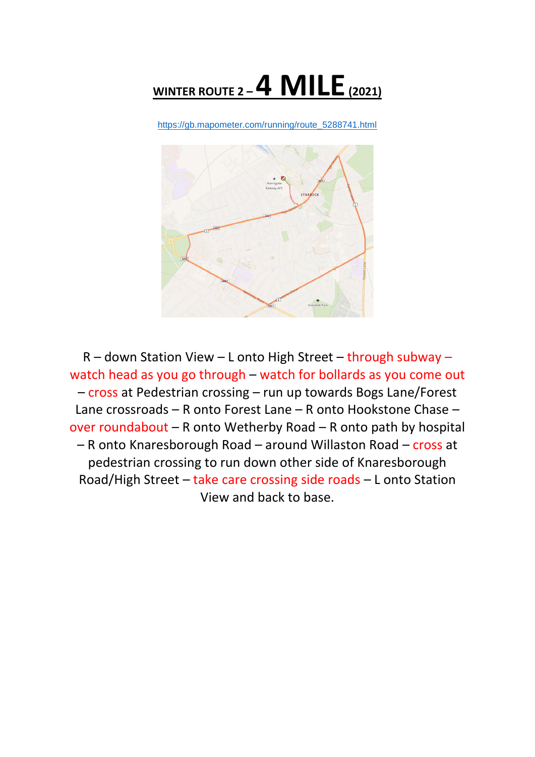# WINTER ROUTE 2 – 4 MILE (2021)

https://gb.mapometer.com/running/route_5288741.html

R – down Station View – L onto High Street – through subway – watch head as you go through – watch for bollards as you come out – cross at Pedestrian crossing – run up towards Bogs Lane/Forest Lane crossroads – R onto Forest Lane – R onto Hookstone Chase – over roundabout – R onto Wetherby Road – R onto path by hospital – R onto Knaresborough Road – around Willaston Road – cross at pedestrian crossing to run down other side of Knaresborough Road/High Street – take care crossing side roads – L onto Station View and back to base.